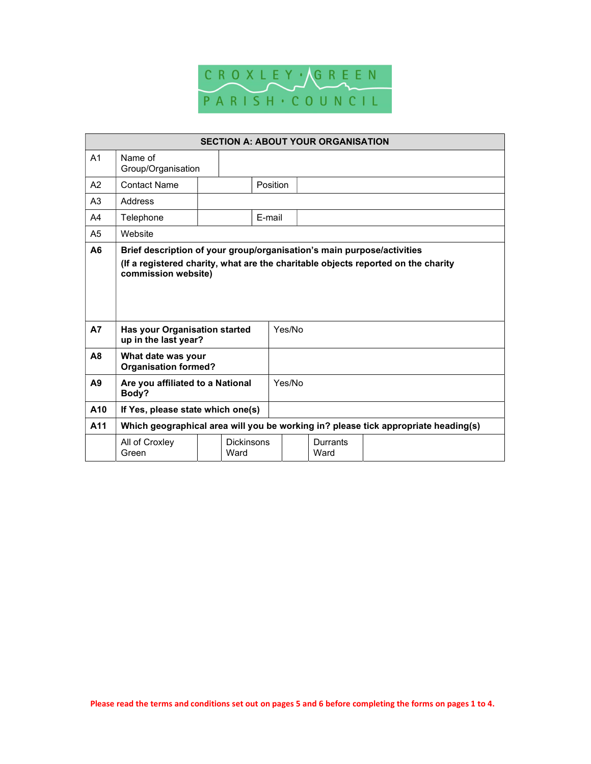CROXLEY GREEN PARISH COUNCIL

| SECTION A: ABOUT YOUR ORGANISATION | | | | | | |
|---|---|---|---|---|---|---|
| A1 | Name of Group/Organisation | | | | | |
| A2 | Contact Name | | Position | | | |
| A3 | Address | | | | | |
| A4 | Telephone | | E-mail | | | |
| A5 | Website | | | | | |
| **A6** | **Brief description of your group/organisation's main purpose/activities** **(If a registered charity, what are the charitable objects reported on the charity commission website)** | | | | | |
| **A7** | **Has your Organisation started up in the last year?** | Yes/No | | | | |
| **A8** | **What date was your Organisation formed?** | | | | | |
| **A9** | **Are you affiliated to a National Body?** | Yes/No | | | | |
| **A10** | **If Yes, please state which one(s)** | | | | | |
| **A11** | **Which geographical area will you be working in? please tick appropriate heading(s)** | | | | | |
| | All of Croxley Green | | Dickinsons Ward | | Durrants Ward | |

Please read the terms and conditions set out on pages 5 and 6 before completing the forms on pages 1 to 4.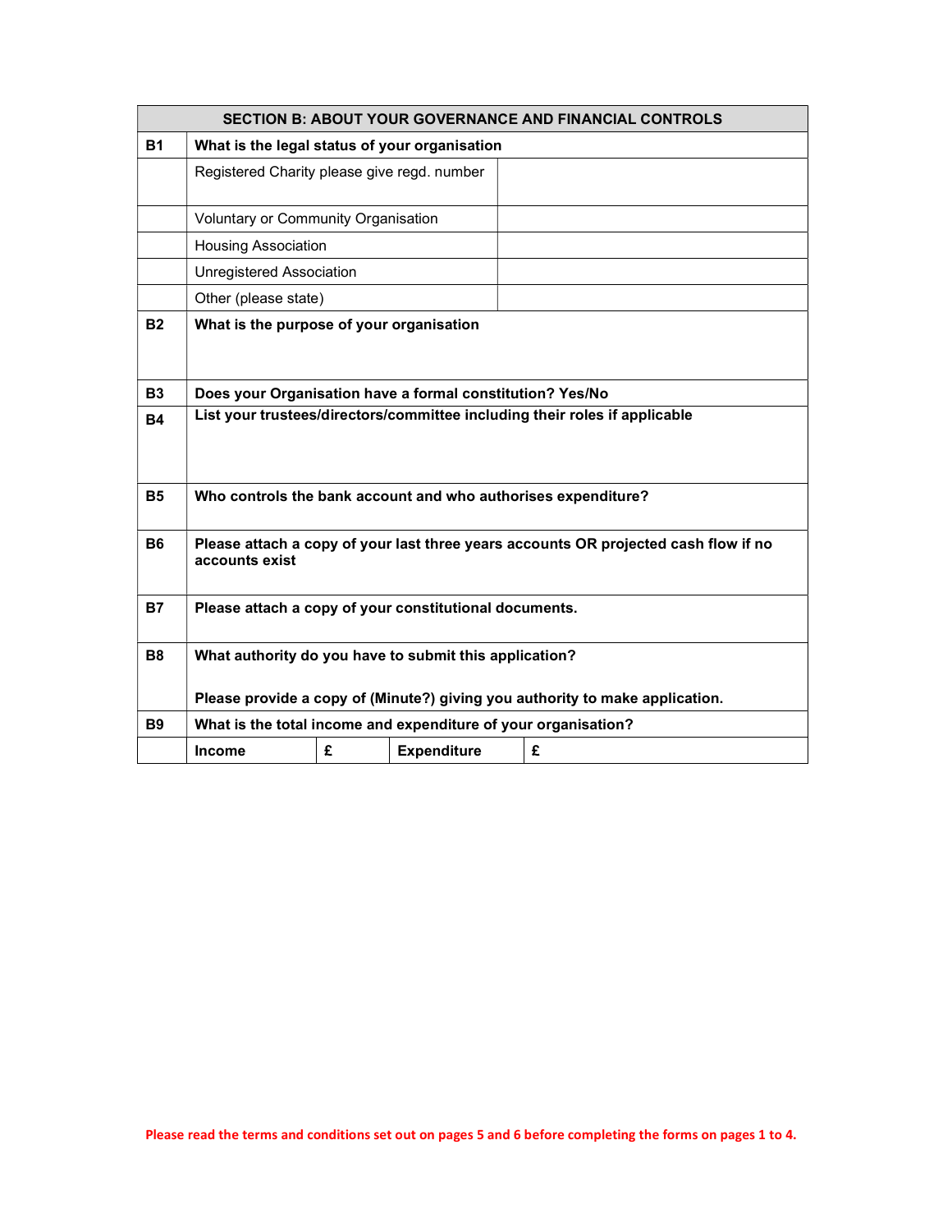| SECTION B: ABOUT YOUR GOVERNANCE AND FINANCIAL CONTROLS | | | | |
|---|---|---|---|---|
| **B1** | **What is the legal status of your organisation** | | | |
| | Registered Charity please give regd. number | | | |
| | Voluntary or Community Organisation | | | |
| | Housing Association | | | |
| | Unregistered Association | | | |
| | Other (please state) | | | |
| **B2** | **What is the purpose of your organisation** | | | |
| **B3** | **Does your Organisation have a formal constitution? Yes/No** | | | |
| **B4** | **List your trustees/directors/committee including their roles if applicable** | | | |
| **B5** | **Who controls the bank account and who authorises expenditure?** | | | |
| **B6** | **Please attach a copy of your last three years accounts OR projected cash flow if no accounts exist** | | | |
| **B7** | **Please attach a copy of your constitutional documents.** | | | |
| **B8** | **What authority do you have to submit this application?**<br><br>**Please provide a copy of (Minute?) giving you authority to make application.** | | | |
| **B9** | **What is the total income and expenditure of your organisation?** | | | |
| | **Income** | **£** | **Expenditure** | **£** |

Please read the terms and conditions set out on pages 5 and 6 before completing the forms on pages 1 to 4.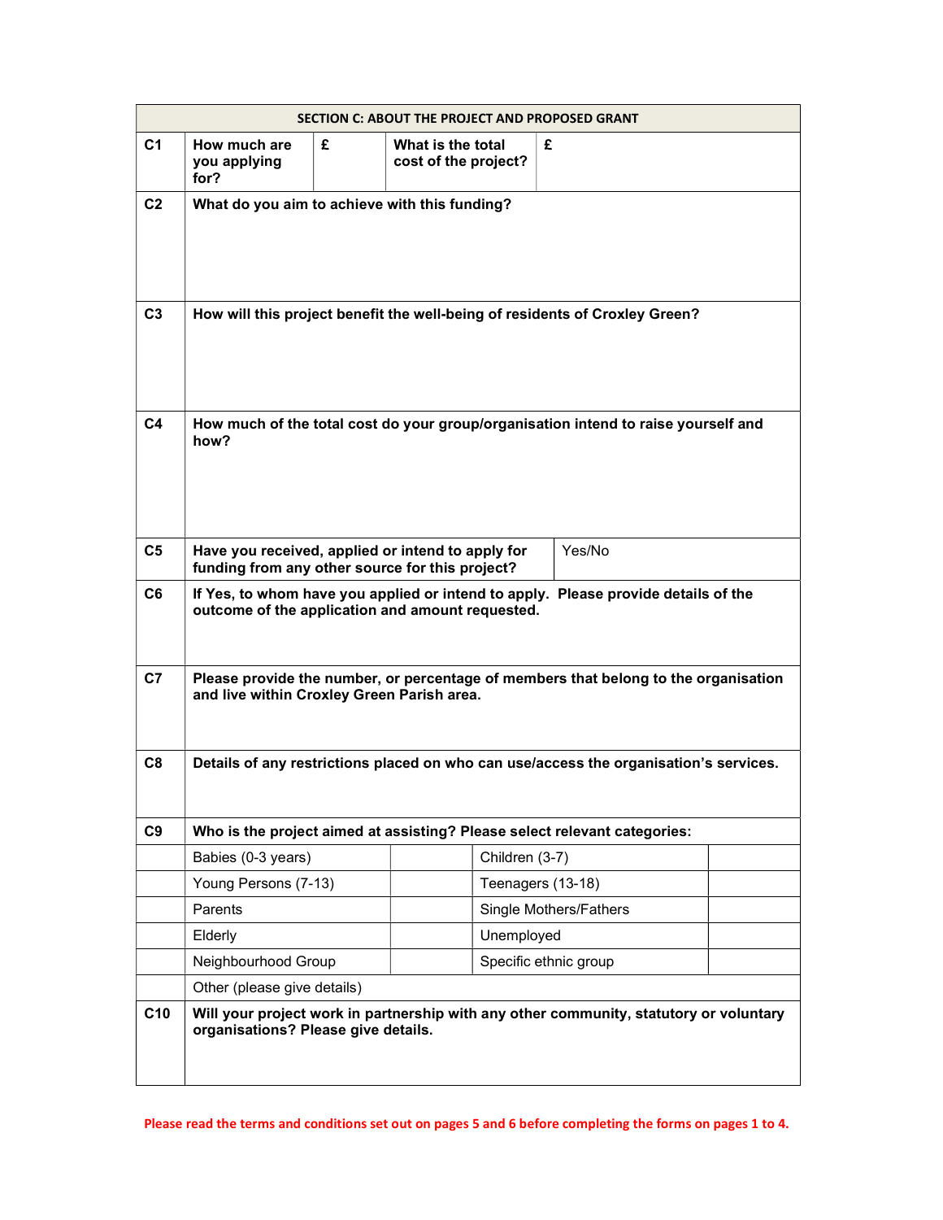| SECTION C: ABOUT THE PROJECT AND PROPOSED GRANT | | | | |
|---|---|---|---|---|
| **C1** | **How much are you applying for?** | **£** | **What is the total cost of the project?** | **£** |
| **C2** | **What do you aim to achieve with this funding?** | | | |
| **C3** | **How will this project benefit the well-being of residents of Croxley Green?** | | | |
| **C4** | **How much of the total cost do your group/organisation intend to raise yourself and how?** | | | |
| **C5** | **Have you received, applied or intend to apply for funding from any other source for this project?** | | Yes/No | |
| **C6** | **If Yes, to whom have you applied or intend to apply. Please provide details of the outcome of the application and amount requested.** | | | |
| **C7** | **Please provide the number, or percentage of members that belong to the organisation and live within Croxley Green Parish area.** | | | |
| **C8** | **Details of any restrictions placed on who can use/access the organisation's services.** | | | |
| **C9** | **Who is the project aimed at assisting? Please select relevant categories:** | | | |
| | Babies (0-3 years) | | Children (3-7) | |
| | Young Persons (7-13) | | Teenagers (13-18) | |
| | Parents | | Single Mothers/Fathers | |
| | Elderly | | Unemployed | |
| | Neighbourhood Group | | Specific ethnic group | |
| | Other (please give details) | | | |
| **C10** | **Will your project work in partnership with any other community, statutory or voluntary organisations? Please give details.** | | | |

**Please read the terms and conditions set out on pages 5 and 6 before completing the forms on pages 1 to 4.**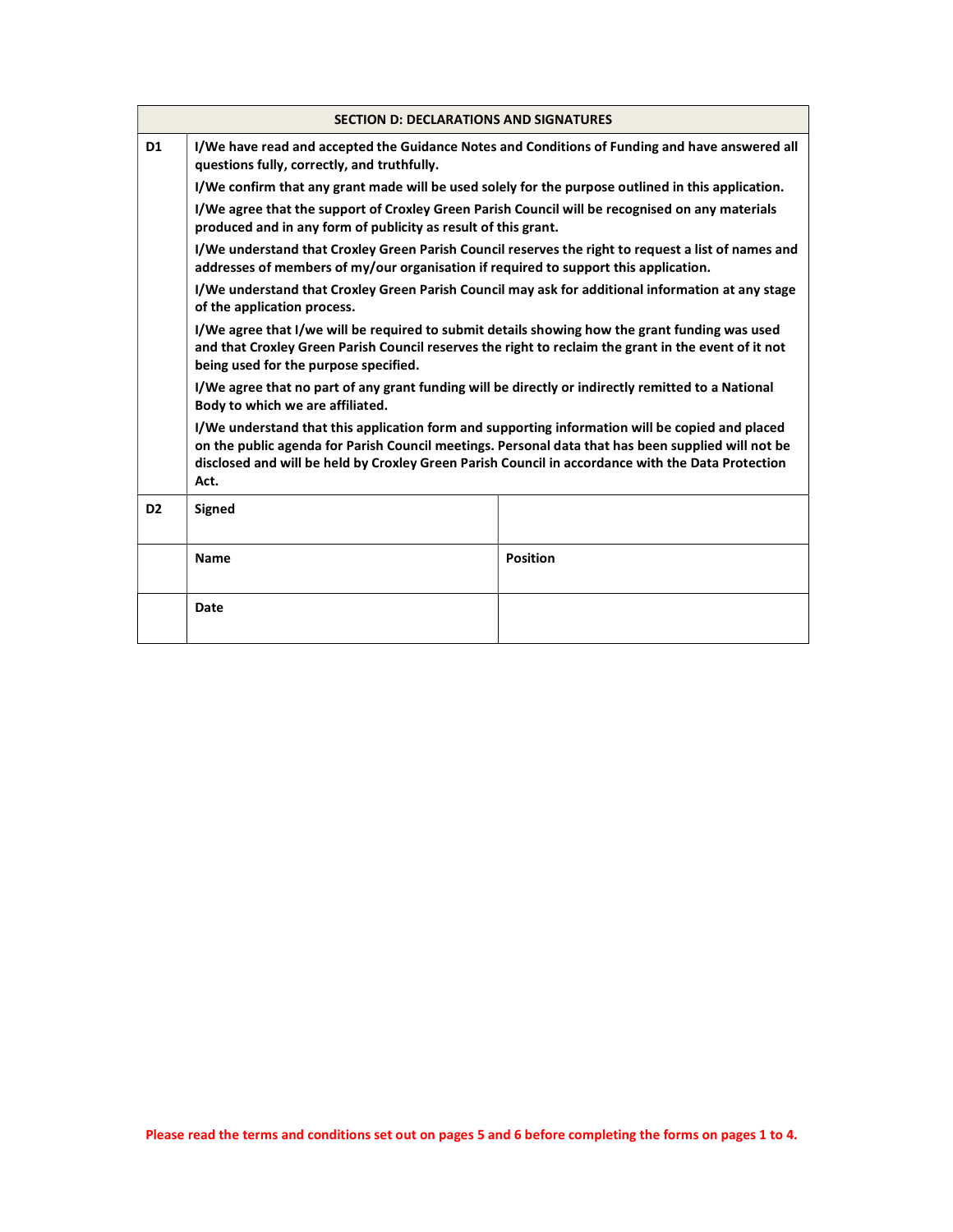| SECTION D: DECLARATIONS AND SIGNATURES | | |
|---|---|---|
| **D1** | **I/We have read and accepted the Guidance Notes and Conditions of Funding and have answered all questions fully, correctly, and truthfully.**<br>**I/We confirm that any grant made will be used solely for the purpose outlined in this application.**<br>**I/We agree that the support of Croxley Green Parish Council will be recognised on any materials produced and in any form of publicity as result of this grant.**<br>**I/We understand that Croxley Green Parish Council reserves the right to request a list of names and addresses of members of my/our organisation if required to support this application.**<br>**I/We understand that Croxley Green Parish Council may ask for additional information at any stage of the application process.**<br>**I/We agree that I/we will be required to submit details showing how the grant funding was used and that Croxley Green Parish Council reserves the right to reclaim the grant in the event of it not being used for the purpose specified.**<br>**I/We agree that no part of any grant funding will be directly or indirectly remitted to a National Body to which we are affiliated.**<br>**I/We understand that this application form and supporting information will be copied and placed on the public agenda for Parish Council meetings. Personal data that has been supplied will not be disclosed and will be held by Croxley Green Parish Council in accordance with the Data Protection Act.** | |
| **D2** | **Signed** | |
| | **Name** | **Position** |
| | **Date** | |

**Please read the terms and conditions set out on pages 5 and 6 before completing the forms on pages 1 to 4.**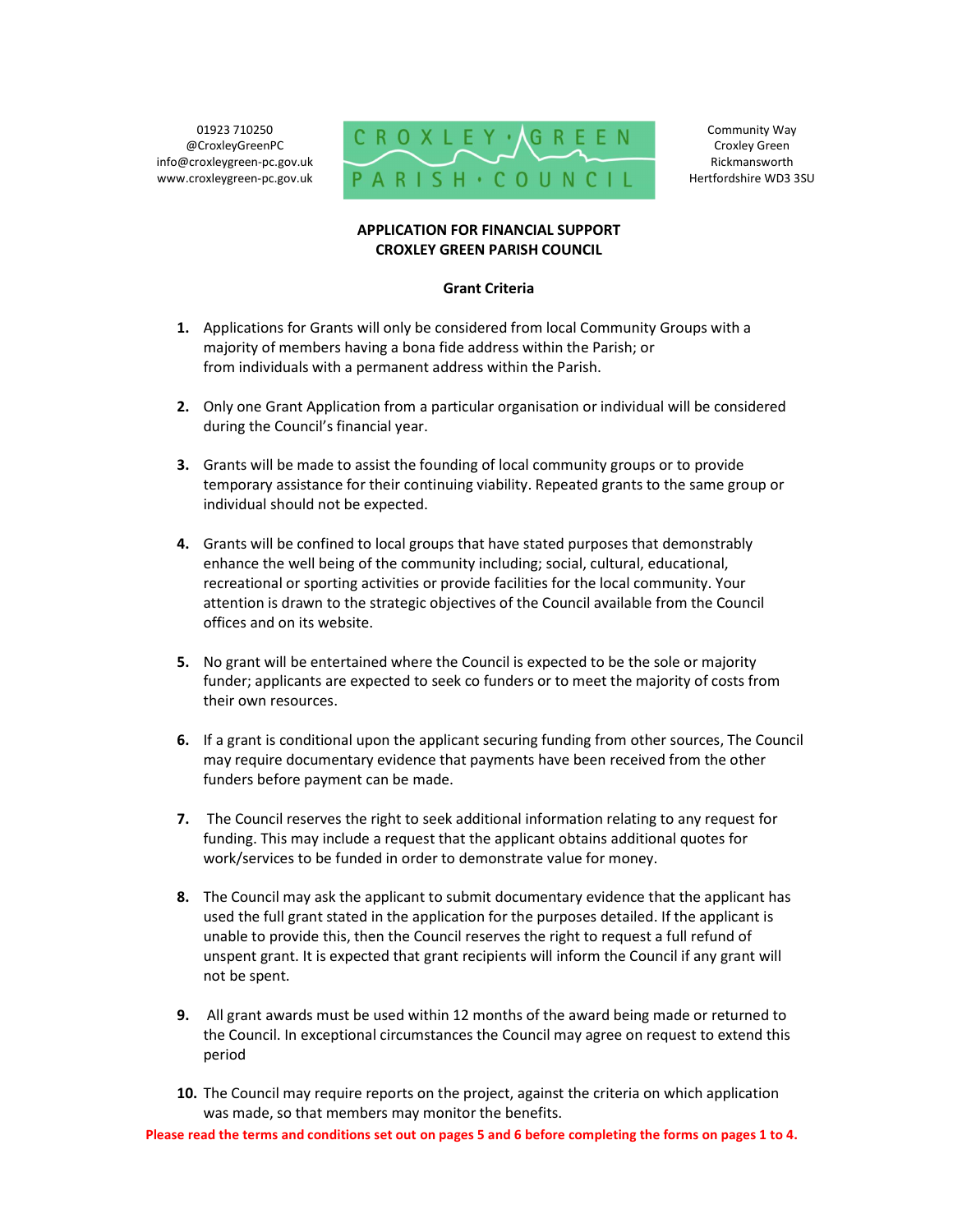01923 710250
@CroxleyGreenPC
info@croxleygreen-pc.gov.uk
www.croxleygreen-pc.gov.uk

CROXLEY GREEN PARISH COUNCIL

Community Way
Croxley Green
Rickmansworth
Hertfordshire WD3 3SU

**APPLICATION FOR FINANCIAL SUPPORT**
**CROXLEY GREEN PARISH COUNCIL**

**Grant Criteria**

1. Applications for Grants will only be considered from local Community Groups with a majority of members having a bona fide address within the Parish; or from individuals with a permanent address within the Parish.

2. Only one Grant Application from a particular organisation or individual will be considered during the Council's financial year.

3. Grants will be made to assist the founding of local community groups or to provide temporary assistance for their continuing viability. Repeated grants to the same group or individual should not be expected.

4. Grants will be confined to local groups that have stated purposes that demonstrably enhance the well being of the community including; social, cultural, educational, recreational or sporting activities or provide facilities for the local community. Your attention is drawn to the strategic objectives of the Council available from the Council offices and on its website.

5. No grant will be entertained where the Council is expected to be the sole or majority funder; applicants are expected to seek co funders or to meet the majority of costs from their own resources.

6. If a grant is conditional upon the applicant securing funding from other sources, The Council may require documentary evidence that payments have been received from the other funders before payment can be made.

7. The Council reserves the right to seek additional information relating to any request for funding. This may include a request that the applicant obtains additional quotes for work/services to be funded in order to demonstrate value for money.

8. The Council may ask the applicant to submit documentary evidence that the applicant has used the full grant stated in the application for the purposes detailed. If the applicant is unable to provide this, then the Council reserves the right to request a full refund of unspent grant. It is expected that grant recipients will inform the Council if any grant will not be spent.

9. All grant awards must be used within 12 months of the award being made or returned to the Council. In exceptional circumstances the Council may agree on request to extend this period

10. The Council may require reports on the project, against the criteria on which application was made, so that members may monitor the benefits.

**Please read the terms and conditions set out on pages 5 and 6 before completing the forms on pages 1 to 4.**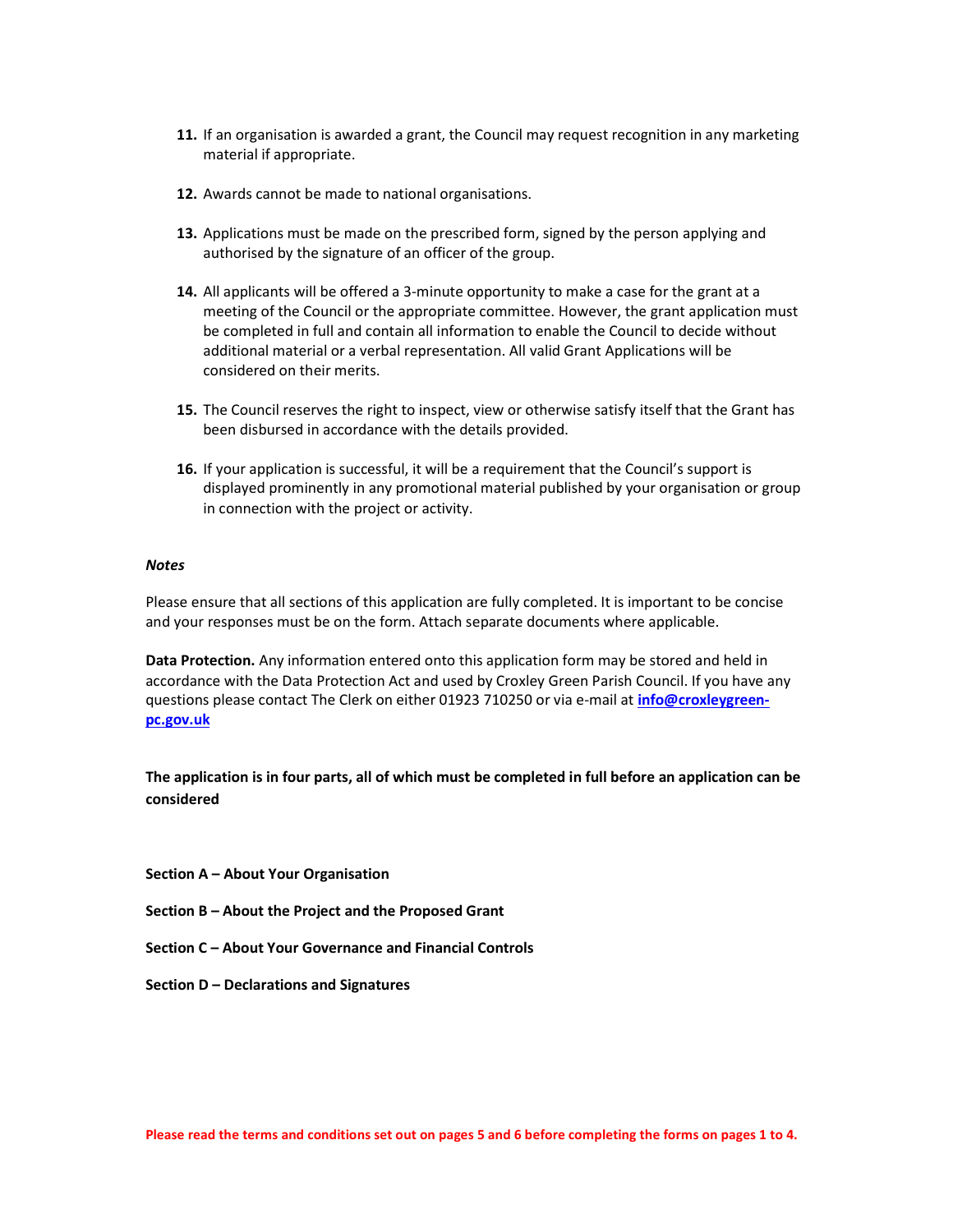11. If an organisation is awarded a grant, the Council may request recognition in any marketing material if appropriate.

12. Awards cannot be made to national organisations.

13. Applications must be made on the prescribed form, signed by the person applying and authorised by the signature of an officer of the group.

14. All applicants will be offered a 3-minute opportunity to make a case for the grant at a meeting of the Council or the appropriate committee. However, the grant application must be completed in full and contain all information to enable the Council to decide without additional material or a verbal representation. All valid Grant Applications will be considered on their merits.

15. The Council reserves the right to inspect, view or otherwise satisfy itself that the Grant has been disbursed in accordance with the details provided.

16. If your application is successful, it will be a requirement that the Council's support is displayed prominently in any promotional material published by your organisation or group in connection with the project or activity.

***Notes***

Please ensure that all sections of this application are fully completed. It is important to be concise and your responses must be on the form. Attach separate documents where applicable.

**Data Protection.** Any information entered onto this application form may be stored and held in accordance with the Data Protection Act and used by Croxley Green Parish Council. If you have any questions please contact The Clerk on either 01923 710250 or via e-mail at **info@croxleygreen-pc.gov.uk**

**The application is in four parts, all of which must be completed in full before an application can be considered**

**Section A – About Your Organisation**

**Section B – About the Project and the Proposed Grant**

**Section C – About Your Governance and Financial Controls**

**Section D – Declarations and Signatures**

**Please read the terms and conditions set out on pages 5 and 6 before completing the forms on pages 1 to 4.**